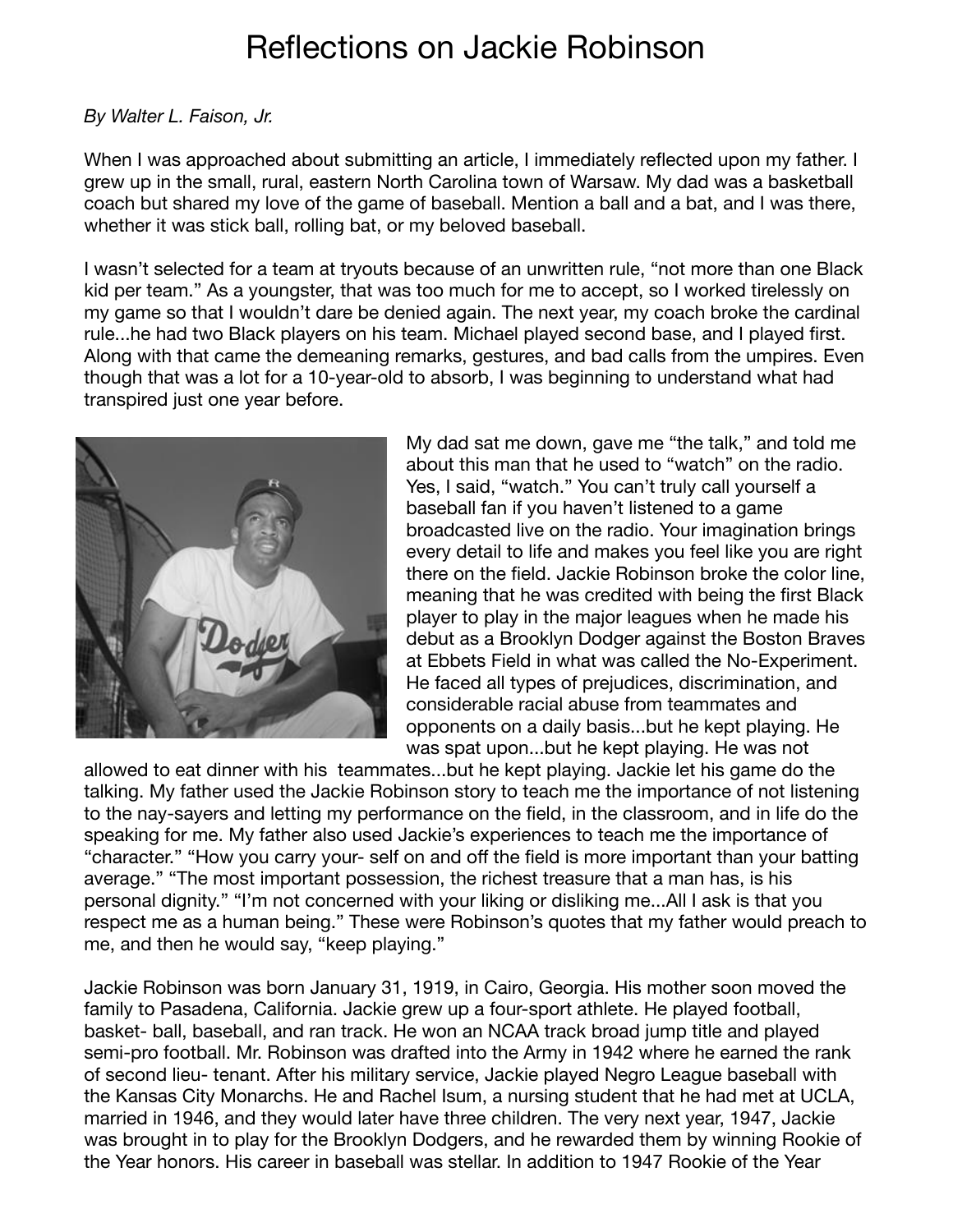# Reflections on Jackie Robinson

*By Walter L. Faison, Jr.*

When I was approached about submitting an article, I immediately reflected upon my father. I grew up in the small, rural, eastern North Carolina town of Warsaw. My dad was a basketball coach but shared my love of the game of baseball. Mention a ball and a bat, and I was there, whether it was stick ball, rolling bat, or my beloved baseball.

I wasn't selected for a team at tryouts because of an unwritten rule, "not more than one Black kid per team." As a youngster, that was too much for me to accept, so I worked tirelessly on my game so that I wouldn't dare be denied again. The next year, my coach broke the cardinal rule...he had two Black players on his team. Michael played second base, and I played first. Along with that came the demeaning remarks, gestures, and bad calls from the umpires. Even though that was a lot for a 10-year-old to absorb, I was beginning to understand what had transpired just one year before.

My dad sat me down, gave me "the talk," and told me about this man that he used to "watch" on the radio. Yes, I said, "watch." You can't truly call yourself a baseball fan if you haven't listened to a game broadcasted live on the radio. Your imagination brings every detail to life and makes you feel like you are right there on the field. Jackie Robinson broke the color line, meaning that he was credited with being the first Black player to play in the major leagues when he made his debut as a Brooklyn Dodger against the Boston Braves at Ebbets Field in what was called the No-Experiment. He faced all types of prejudices, discrimination, and considerable racial abuse from teammates and opponents on a daily basis...but he kept playing. He was spat upon...but he kept playing. He was not allowed to eat dinner with his teammates...but he kept playing. Jackie let his game do the talking. My father used the Jackie Robinson story to teach me the importance of not listening to the nay-sayers and letting my performance on the field, in the classroom, and in life do the speaking for me. My father also used Jackie's experiences to teach me the importance of "character." "How you carry your- self on and off the field is more important than your batting average." "The most important possession, the richest treasure that a man has, is his personal dignity." "I'm not concerned with your liking or disliking me...All I ask is that you respect me as a human being." These were Robinson's quotes that my father would preach to me, and then he would say, "keep playing."

Jackie Robinson was born January 31, 1919, in Cairo, Georgia. His mother soon moved the family to Pasadena, California. Jackie grew up a four-sport athlete. He played football, basket- ball, baseball, and ran track. He won an NCAA track broad jump title and played semi-pro football. Mr. Robinson was drafted into the Army in 1942 where he earned the rank of second lieu- tenant. After his military service, Jackie played Negro League baseball with the Kansas City Monarchs. He and Rachel Isum, a nursing student that he had met at UCLA, married in 1946, and they would later have three children. The very next year, 1947, Jackie was brought in to play for the Brooklyn Dodgers, and he rewarded them by winning Rookie of the Year honors. His career in baseball was stellar. In addition to 1947 Rookie of the Year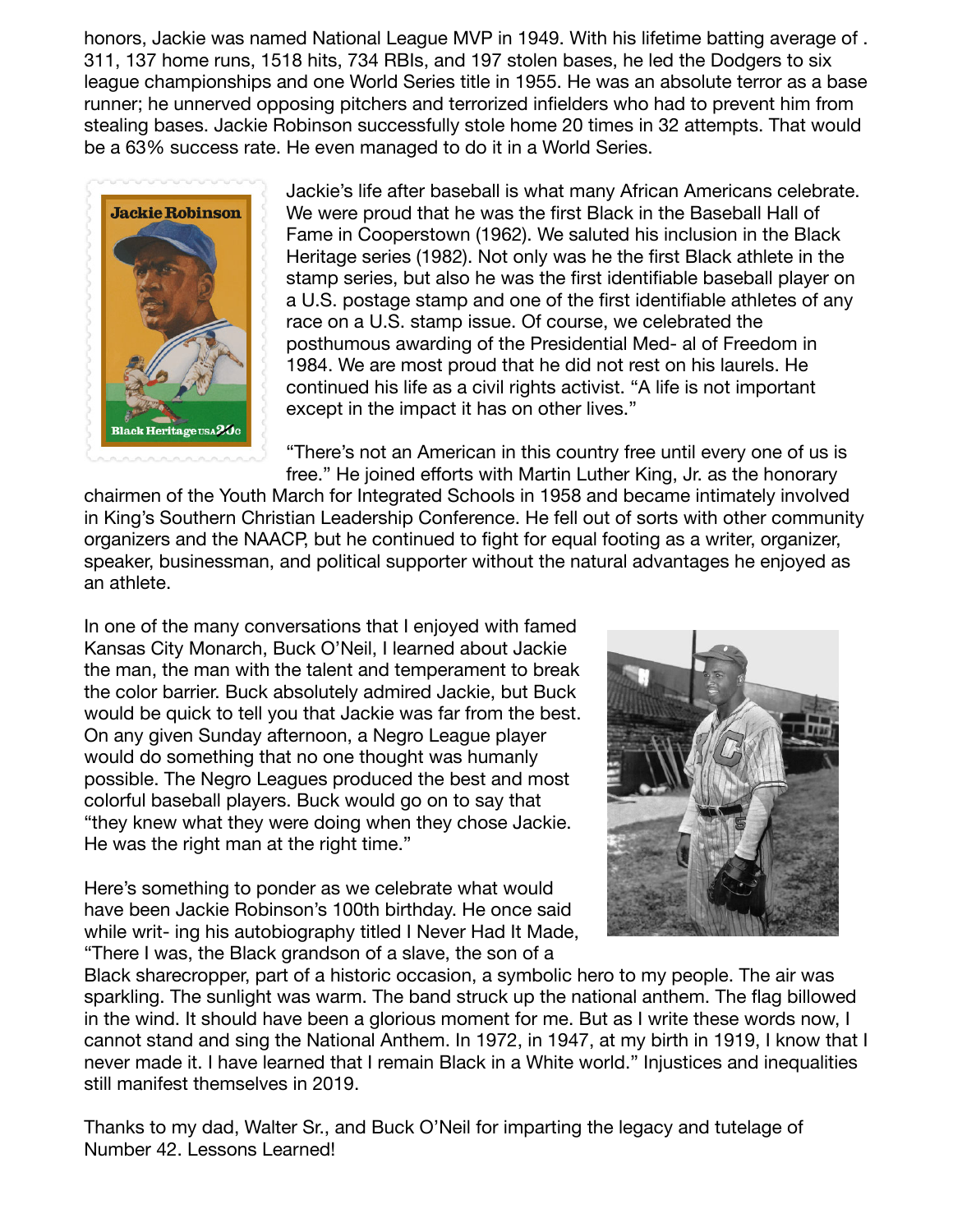honors, Jackie was named National League MVP in 1949. With his lifetime batting average of . 311, 137 home runs, 1518 hits, 734 RBIs, and 197 stolen bases, he led the Dodgers to six league championships and one World Series title in 1955. He was an absolute terror as a base runner; he unnerved opposing pitchers and terrorized infielders who had to prevent him from stealing bases. Jackie Robinson successfully stole home 20 times in 32 attempts. That would be a 63% success rate. He even managed to do it in a World Series.

Jackie's life after baseball is what many African Americans celebrate. We were proud that he was the first Black in the Baseball Hall of Fame in Cooperstown (1962). We saluted his inclusion in the Black Heritage series (1982). Not only was he the first Black athlete in the stamp series, but also he was the first identifiable baseball player on a U.S. postage stamp and one of the first identifiable athletes of any race on a U.S. stamp issue. Of course, we celebrated the posthumous awarding of the Presidential Med- al of Freedom in 1984. We are most proud that he did not rest on his laurels. He continued his life as a civil rights activist. "A life is not important except in the impact it has on other lives."

"There's not an American in this country free until every one of us is free." He joined efforts with Martin Luther King, Jr. as the honorary chairmen of the Youth March for Integrated Schools in 1958 and became intimately involved in King's Southern Christian Leadership Conference. He fell out of sorts with other community organizers and the NAACP, but he continued to fight for equal footing as a writer, organizer, speaker, businessman, and political supporter without the natural advantages he enjoyed as an athlete.

In one of the many conversations that I enjoyed with famed Kansas City Monarch, Buck O'Neil, I learned about Jackie the man, the man with the talent and temperament to break the color barrier. Buck absolutely admired Jackie, but Buck would be quick to tell you that Jackie was far from the best. On any given Sunday afternoon, a Negro League player would do something that no one thought was humanly possible. The Negro Leagues produced the best and most colorful baseball players. Buck would go on to say that "they knew what they were doing when they chose Jackie. He was the right man at the right time."

Here's something to ponder as we celebrate what would have been Jackie Robinson's 100th birthday. He once said while writ- ing his autobiography titled I Never Had It Made, "There I was, the Black grandson of a slave, the son of a Black sharecropper, part of a historic occasion, a symbolic hero to my people. The air was sparkling. The sunlight was warm. The band struck up the national anthem. The flag billowed in the wind. It should have been a glorious moment for me. But as I write these words now, I cannot stand and sing the National Anthem. In 1972, in 1947, at my birth in 1919, I know that I never made it. I have learned that I remain Black in a White world." Injustices and inequalities still manifest themselves in 2019.

Thanks to my dad, Walter Sr., and Buck O'Neil for imparting the legacy and tutelage of Number 42. Lessons Learned!